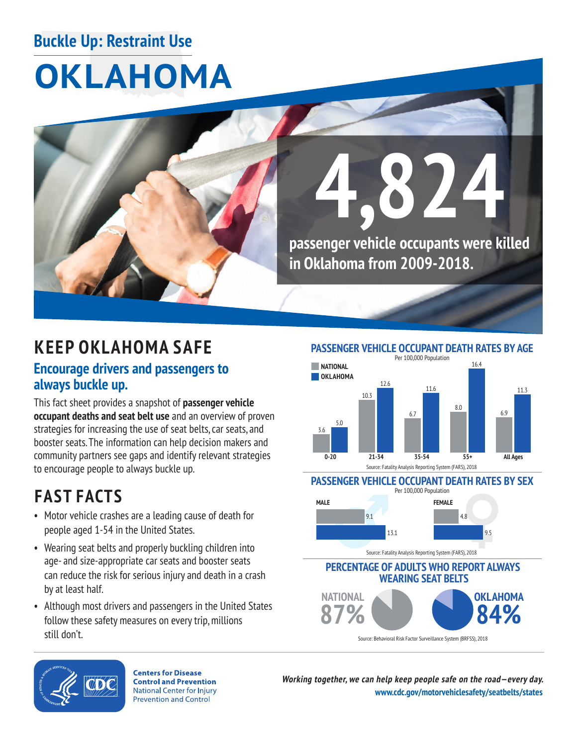## Buckle Up: Restraint Use

# OKLAHOMA

**4,824**

**passenger vehicle occupants were killed in Oklahoma from 2009-2018.**

## KEEP OKLAHOMA SAFE

### Encourage drivers and passengers to always buckle up.

This fact sheet provides a snapshot of **passenger vehicle occupant deaths and seat belt use** and an overview of proven strategies for increasing the use of seat belts, car seats, and booster seats. The information can help decision makers and community partners see gaps and identify relevant strategies to encourage people to always buckle up.

## FAST FACTS

- Motor vehicle crashes are a leading cause of death for people aged 1-54 in the United States.
- Wearing seat belts and properly buckling children into age- and size-appropriate car seats and booster seats can reduce the risk for serious injury and death in a crash by at least half.
- Although most drivers and passengers in the United States follow these safety measures on every trip, millions still don't.

### PASSENGER VEHICLE OCCUPANT DEATH RATES BY AGE

Per 100,000 Population

| Age | National | Oklahoma |
|---|---|---|
| 0-20 | 3.6 | 5.0 |
| 21-34 | 10.3 | 12.6 |
| 35-54 | 6.7 | 11.6 |
| 55+ | 8.0 | 16.4 |
| All Ages | 6.9 | 11.3 |

Source: Fatality Analysis Reporting System (FARS), 2018

### PASSENGER VEHICLE OCCUPANT DEATH RATES BY SEX

Per 100,000 Population

| Sex | National | Oklahoma |
|---|---|---|
| Male | 9.1 | 13.1 |
| Female | 4.8 | 9.5 |

Source: Fatality Analysis Reporting System (FARS), 2018

### PERCENTAGE OF ADULTS WHO REPORT ALWAYS WEARING SEAT BELTS

NATIONAL **87%**

OKLAHOMA **84%**

Source: Behavioral Risk Factor Surveillance System (BRFSS), 2018

**Centers for Disease Control and Prevention**
National Center for Injury Prevention and Control

***Working together, we can help keep people safe on the road—every day.***
**www.cdc.gov/motorvehiclesafety/seatbelts/states**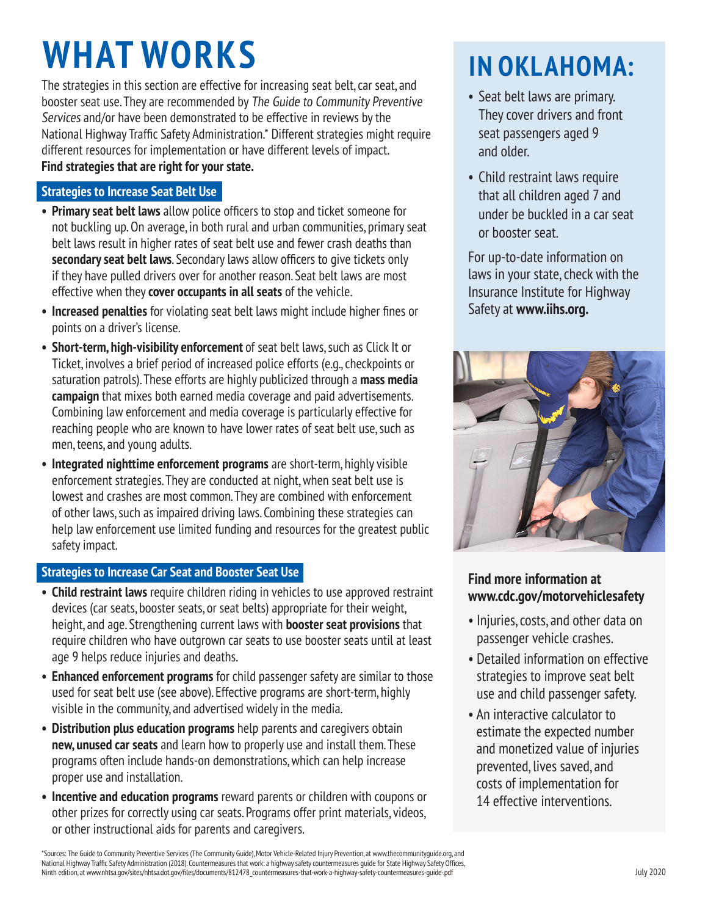# WHAT WORKS

The strategies in this section are effective for increasing seat belt, car seat, and booster seat use. They are recommended by *The Guide to Community Preventive Services* and/or have been demonstrated to be effective in reviews by the National Highway Traffic Safety Administration.* Different strategies might require different resources for implementation or have different levels of impact. **Find strategies that are right for your state.**

## Strategies to Increase Seat Belt Use

- **Primary seat belt laws** allow police officers to stop and ticket someone for not buckling up. On average, in both rural and urban communities, primary seat belt laws result in higher rates of seat belt use and fewer crash deaths than **secondary seat belt laws**. Secondary laws allow officers to give tickets only if they have pulled drivers over for another reason. Seat belt laws are most effective when they **cover occupants in all seats** of the vehicle.
- **Increased penalties** for violating seat belt laws might include higher fines or points on a driver's license.
- **Short-term, high-visibility enforcement** of seat belt laws, such as Click It or Ticket, involves a brief period of increased police efforts (e.g., checkpoints or saturation patrols). These efforts are highly publicized through a **mass media campaign** that mixes both earned media coverage and paid advertisements. Combining law enforcement and media coverage is particularly effective for reaching people who are known to have lower rates of seat belt use, such as men, teens, and young adults.
- **Integrated nighttime enforcement programs** are short-term, highly visible enforcement strategies. They are conducted at night, when seat belt use is lowest and crashes are most common. They are combined with enforcement of other laws, such as impaired driving laws. Combining these strategies can help law enforcement use limited funding and resources for the greatest public safety impact.

## Strategies to Increase Car Seat and Booster Seat Use

- **Child restraint laws** require children riding in vehicles to use approved restraint devices (car seats, booster seats, or seat belts) appropriate for their weight, height, and age. Strengthening current laws with **booster seat provisions** that require children who have outgrown car seats to use booster seats until at least age 9 helps reduce injuries and deaths.
- **Enhanced enforcement programs** for child passenger safety are similar to those used for seat belt use (see above). Effective programs are short-term, highly visible in the community, and advertised widely in the media.
- **Distribution plus education programs** help parents and caregivers obtain **new, unused car seats** and learn how to properly use and install them. These programs often include hands-on demonstrations, which can help increase proper use and installation.
- **Incentive and education programs** reward parents or children with coupons or other prizes for correctly using car seats. Programs offer print materials, videos, or other instructional aids for parents and caregivers.

# IN OKLAHOMA:

- Seat belt laws are primary. They cover drivers and front seat passengers aged 9 and older.
- Child restraint laws require that all children aged 7 and under be buckled in a car seat or booster seat.

For up-to-date information on laws in your state, check with the Insurance Institute for Highway Safety at **www.iihs.org.**

**Find more information at www.cdc.gov/motorvehiclesafety**

- Injuries, costs, and other data on passenger vehicle crashes.
- Detailed information on effective strategies to improve seat belt use and child passenger safety.
- An interactive calculator to estimate the expected number and monetized value of injuries prevented, lives saved, and costs of implementation for 14 effective interventions.

*Sources: The Guide to Community Preventive Services (The Community Guide), Motor Vehicle-Related Injury Prevention, at www.thecommunityguide.org, and National Highway Traffic Safety Administration (2018). Countermeasures that work: a highway safety countermeasures guide for State Highway Safety Offices, Ninth edition, at www.nhtsa.gov/sites/nhtsa.dot.gov/files/documents/812478_countermeasures-that-work-a-highway-safety-countermeasures-guide-pdf

July 2020